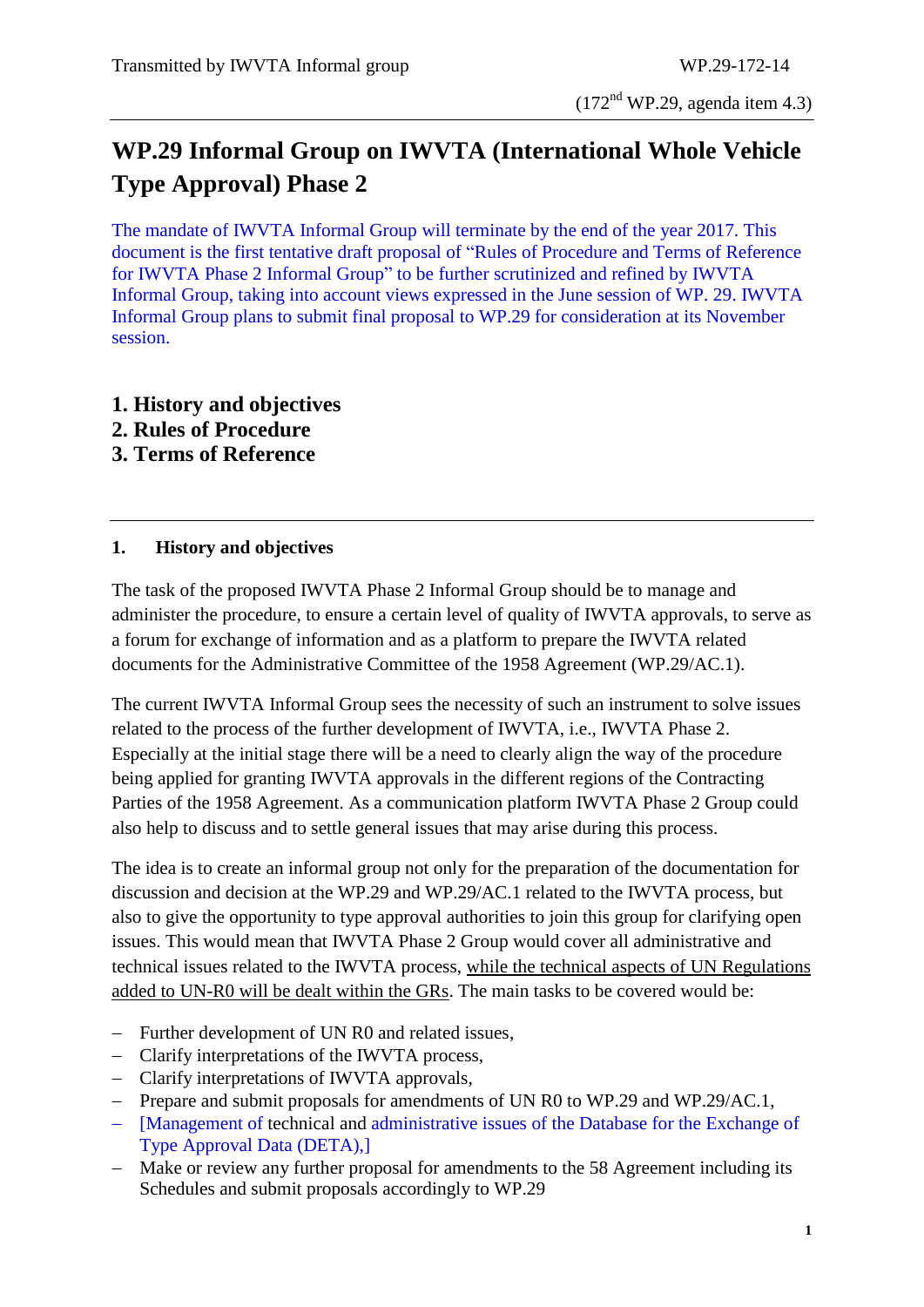Transmitted by IWVTA Informal group WP.29-172-14

(172nd WP.29, agenda item 4.3)

# WP.29 Informal Group on IWVTA (International Whole Vehicle Type Approval) Phase 2

The mandate of IWVTA Informal Group will terminate by the end of the year 2017. This document is the first tentative draft proposal of "Rules of Procedure and Terms of Reference for IWVTA Phase 2 Informal Group" to be further scrutinized and refined by IWVTA Informal Group, taking into account views expressed in the June session of WP. 29. IWVTA Informal Group plans to submit final proposal to WP.29 for consideration at its November session.

**1. History and objectives**
**2. Rules of Procedure**
**3. Terms of Reference**

## 1. History and objectives

The task of the proposed IWVTA Phase 2 Informal Group should be to manage and administer the procedure, to ensure a certain level of quality of IWVTA approvals, to serve as a forum for exchange of information and as a platform to prepare the IWVTA related documents for the Administrative Committee of the 1958 Agreement (WP.29/AC.1).

The current IWVTA Informal Group sees the necessity of such an instrument to solve issues related to the process of the further development of IWVTA, i.e., IWVTA Phase 2. Especially at the initial stage there will be a need to clearly align the way of the procedure being applied for granting IWVTA approvals in the different regions of the Contracting Parties of the 1958 Agreement. As a communication platform IWVTA Phase 2 Group could also help to discuss and to settle general issues that may arise during this process.

The idea is to create an informal group not only for the preparation of the documentation for discussion and decision at the WP.29 and WP.29/AC.1 related to the IWVTA process, but also to give the opportunity to type approval authorities to join this group for clarifying open issues. This would mean that IWVTA Phase 2 Group would cover all administrative and technical issues related to the IWVTA process, while the technical aspects of UN Regulations added to UN-R0 will be dealt within the GRs. The main tasks to be covered would be:

- Further development of UN R0 and related issues,
- Clarify interpretations of the IWVTA process,
- Clarify interpretations of IWVTA approvals,
- Prepare and submit proposals for amendments of UN R0 to WP.29 and WP.29/AC.1,
- [Management of technical and administrative issues of the Database for the Exchange of Type Approval Data (DETA),]
- Make or review any further proposal for amendments to the 58 Agreement including its Schedules and submit proposals accordingly to WP.29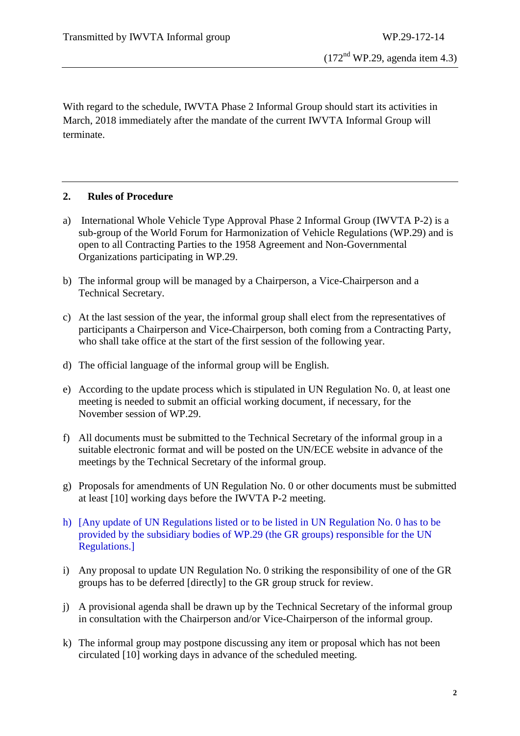With regard to the schedule, IWVTA Phase 2 Informal Group should start its activities in March, 2018 immediately after the mandate of the current IWVTA Informal Group will terminate.

## 2. Rules of Procedure

a) International Whole Vehicle Type Approval Phase 2 Informal Group (IWVTA P-2) is a sub-group of the World Forum for Harmonization of Vehicle Regulations (WP.29) and is open to all Contracting Parties to the 1958 Agreement and Non-Governmental Organizations participating in WP.29.

b) The informal group will be managed by a Chairperson, a Vice-Chairperson and a Technical Secretary.

c) At the last session of the year, the informal group shall elect from the representatives of participants a Chairperson and Vice-Chairperson, both coming from a Contracting Party, who shall take office at the start of the first session of the following year.

d) The official language of the informal group will be English.

e) According to the update process which is stipulated in UN Regulation No. 0, at least one meeting is needed to submit an official working document, if necessary, for the November session of WP.29.

f) All documents must be submitted to the Technical Secretary of the informal group in a suitable electronic format and will be posted on the UN/ECE website in advance of the meetings by the Technical Secretary of the informal group.

g) Proposals for amendments of UN Regulation No. 0 or other documents must be submitted at least [10] working days before the IWVTA P-2 meeting.

h) [Any update of UN Regulations listed or to be listed in UN Regulation No. 0 has to be provided by the subsidiary bodies of WP.29 (the GR groups) responsible for the UN Regulations.]

i) Any proposal to update UN Regulation No. 0 striking the responsibility of one of the GR groups has to be deferred [directly] to the GR group struck for review.

j) A provisional agenda shall be drawn up by the Technical Secretary of the informal group in consultation with the Chairperson and/or Vice-Chairperson of the informal group.

k) The informal group may postpone discussing any item or proposal which has not been circulated [10] working days in advance of the scheduled meeting.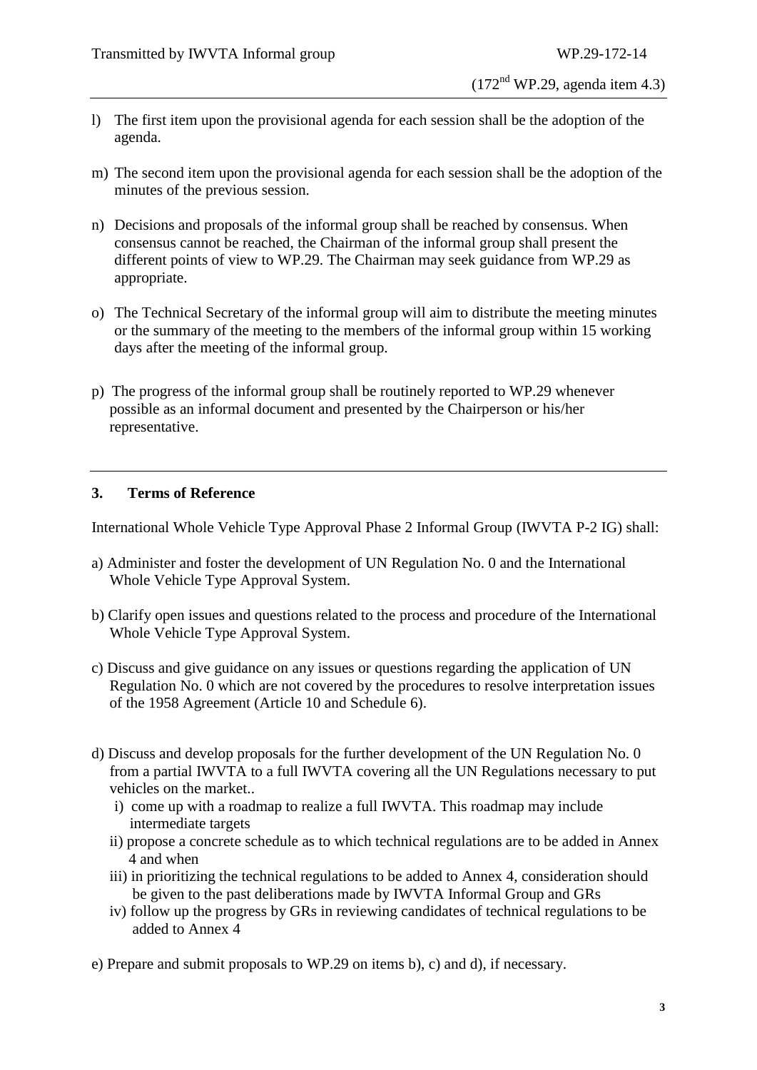l) The first item upon the provisional agenda for each session shall be the adoption of the agenda.

m) The second item upon the provisional agenda for each session shall be the adoption of the minutes of the previous session.

n) Decisions and proposals of the informal group shall be reached by consensus. When consensus cannot be reached, the Chairman of the informal group shall present the different points of view to WP.29. The Chairman may seek guidance from WP.29 as appropriate.

o) The Technical Secretary of the informal group will aim to distribute the meeting minutes or the summary of the meeting to the members of the informal group within 15 working days after the meeting of the informal group.

p) The progress of the informal group shall be routinely reported to WP.29 whenever possible as an informal document and presented by the Chairperson or his/her representative.

---

## 3. Terms of Reference

International Whole Vehicle Type Approval Phase 2 Informal Group (IWVTA P-2 IG) shall:

a) Administer and foster the development of UN Regulation No. 0 and the International Whole Vehicle Type Approval System.

b) Clarify open issues and questions related to the process and procedure of the International Whole Vehicle Type Approval System.

c) Discuss and give guidance on any issues or questions regarding the application of UN Regulation No. 0 which are not covered by the procedures to resolve interpretation issues of the 1958 Agreement (Article 10 and Schedule 6).

d) Discuss and develop proposals for the further development of the UN Regulation No. 0 from a partial IWVTA to a full IWVTA covering all the UN Regulations necessary to put vehicles on the market..
   i) come up with a roadmap to realize a full IWVTA. This roadmap may include intermediate targets
   ii) propose a concrete schedule as to which technical regulations are to be added in Annex 4 and when
   iii) in prioritizing the technical regulations to be added to Annex 4, consideration should be given to the past deliberations made by IWVTA Informal Group and GRs
   iv) follow up the progress by GRs in reviewing candidates of technical regulations to be added to Annex 4

e) Prepare and submit proposals to WP.29 on items b), c) and d), if necessary.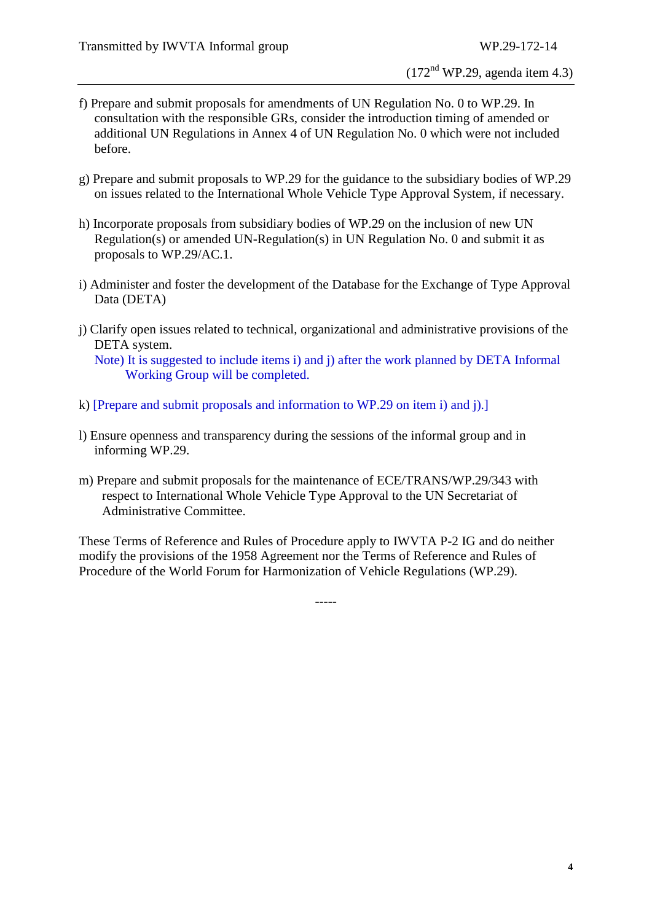f) Prepare and submit proposals for amendments of UN Regulation No. 0 to WP.29. In consultation with the responsible GRs, consider the introduction timing of amended or additional UN Regulations in Annex 4 of UN Regulation No. 0 which were not included before.

g) Prepare and submit proposals to WP.29 for the guidance to the subsidiary bodies of WP.29 on issues related to the International Whole Vehicle Type Approval System, if necessary.

h) Incorporate proposals from subsidiary bodies of WP.29 on the inclusion of new UN Regulation(s) or amended UN-Regulation(s) in UN Regulation No. 0 and submit it as proposals to WP.29/AC.1.

i) Administer and foster the development of the Database for the Exchange of Type Approval Data (DETA)

j) Clarify open issues related to technical, organizational and administrative provisions of the DETA system.
Note) It is suggested to include items i) and j) after the work planned by DETA Informal Working Group will be completed.

k) [Prepare and submit proposals and information to WP.29 on item i) and j).]

l) Ensure openness and transparency during the sessions of the informal group and in informing WP.29.

m) Prepare and submit proposals for the maintenance of ECE/TRANS/WP.29/343 with respect to International Whole Vehicle Type Approval to the UN Secretariat of Administrative Committee.

These Terms of Reference and Rules of Procedure apply to IWVTA P-2 IG and do neither modify the provisions of the 1958 Agreement nor the Terms of Reference and Rules of Procedure of the World Forum for Harmonization of Vehicle Regulations (WP.29).

-----